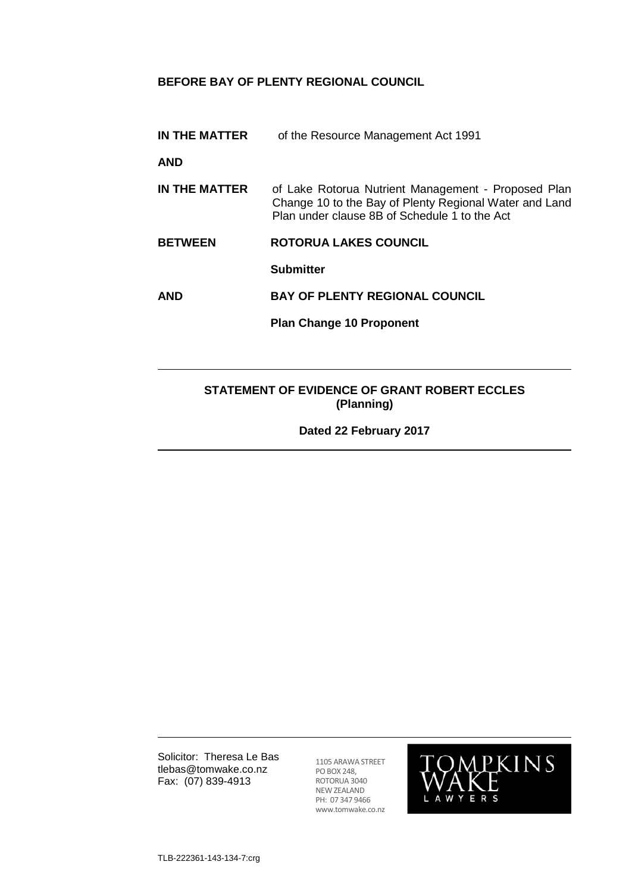**BEFORE BAY OF PLENTY REGIONAL COUNCIL**

**IN THE MATTER** of the Resource Management Act 1991

**AND**

**IN THE MATTER** of Lake Rotorua Nutrient Management - Proposed Plan Change 10 to the Bay of Plenty Regional Water and Land Plan under clause 8B of Schedule 1 to the Act

**BETWEEN** **ROTORUA LAKES COUNCIL**

**Submitter**

**AND** **BAY OF PLENTY REGIONAL COUNCIL**

**Plan Change 10 Proponent**

---

**STATEMENT OF EVIDENCE OF GRANT ROBERT ECCLES**
**(Planning)**

**Dated 22 February 2017**

---

Solicitor: Theresa Le Bas
tlebas@tomwake.co.nz
Fax: (07) 839-4913

1105 ARAWA STREET
PO BOX 248,
ROTORUA 3040
NEW ZEALAND
PH: 07 347 9466
www.tomwake.co.nz

TOMPKINS WAKE LAWYERS

TLB-222361-143-134-7:crg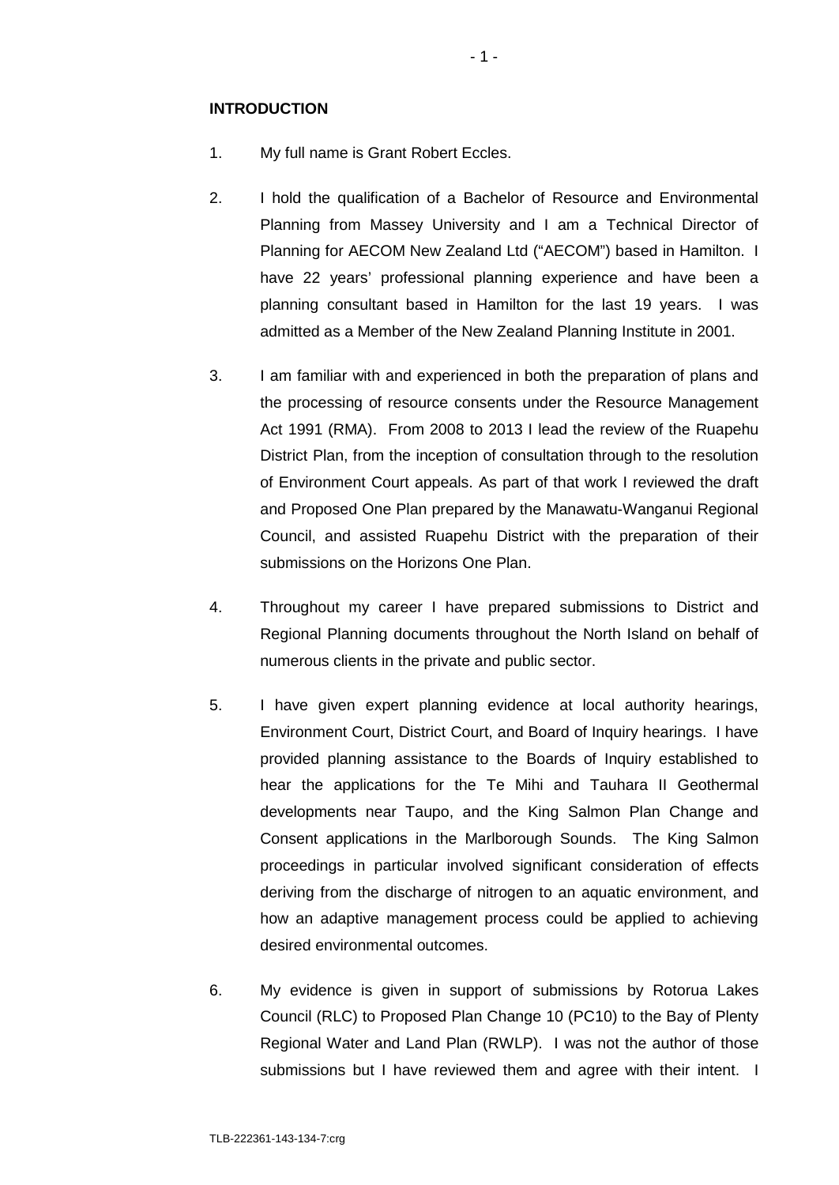**INTRODUCTION**

1. My full name is Grant Robert Eccles.

2. I hold the qualification of a Bachelor of Resource and Environmental Planning from Massey University and I am a Technical Director of Planning for AECOM New Zealand Ltd ("AECOM") based in Hamilton. I have 22 years' professional planning experience and have been a planning consultant based in Hamilton for the last 19 years. I was admitted as a Member of the New Zealand Planning Institute in 2001.

3. I am familiar with and experienced in both the preparation of plans and the processing of resource consents under the Resource Management Act 1991 (RMA). From 2008 to 2013 I lead the review of the Ruapehu District Plan, from the inception of consultation through to the resolution of Environment Court appeals. As part of that work I reviewed the draft and Proposed One Plan prepared by the Manawatu-Wanganui Regional Council, and assisted Ruapehu District with the preparation of their submissions on the Horizons One Plan.

4. Throughout my career I have prepared submissions to District and Regional Planning documents throughout the North Island on behalf of numerous clients in the private and public sector.

5. I have given expert planning evidence at local authority hearings, Environment Court, District Court, and Board of Inquiry hearings. I have provided planning assistance to the Boards of Inquiry established to hear the applications for the Te Mihi and Tauhara II Geothermal developments near Taupo, and the King Salmon Plan Change and Consent applications in the Marlborough Sounds. The King Salmon proceedings in particular involved significant consideration of effects deriving from the discharge of nitrogen to an aquatic environment, and how an adaptive management process could be applied to achieving desired environmental outcomes.

6. My evidence is given in support of submissions by Rotorua Lakes Council (RLC) to Proposed Plan Change 10 (PC10) to the Bay of Plenty Regional Water and Land Plan (RWLP). I was not the author of those submissions but I have reviewed them and agree with their intent. I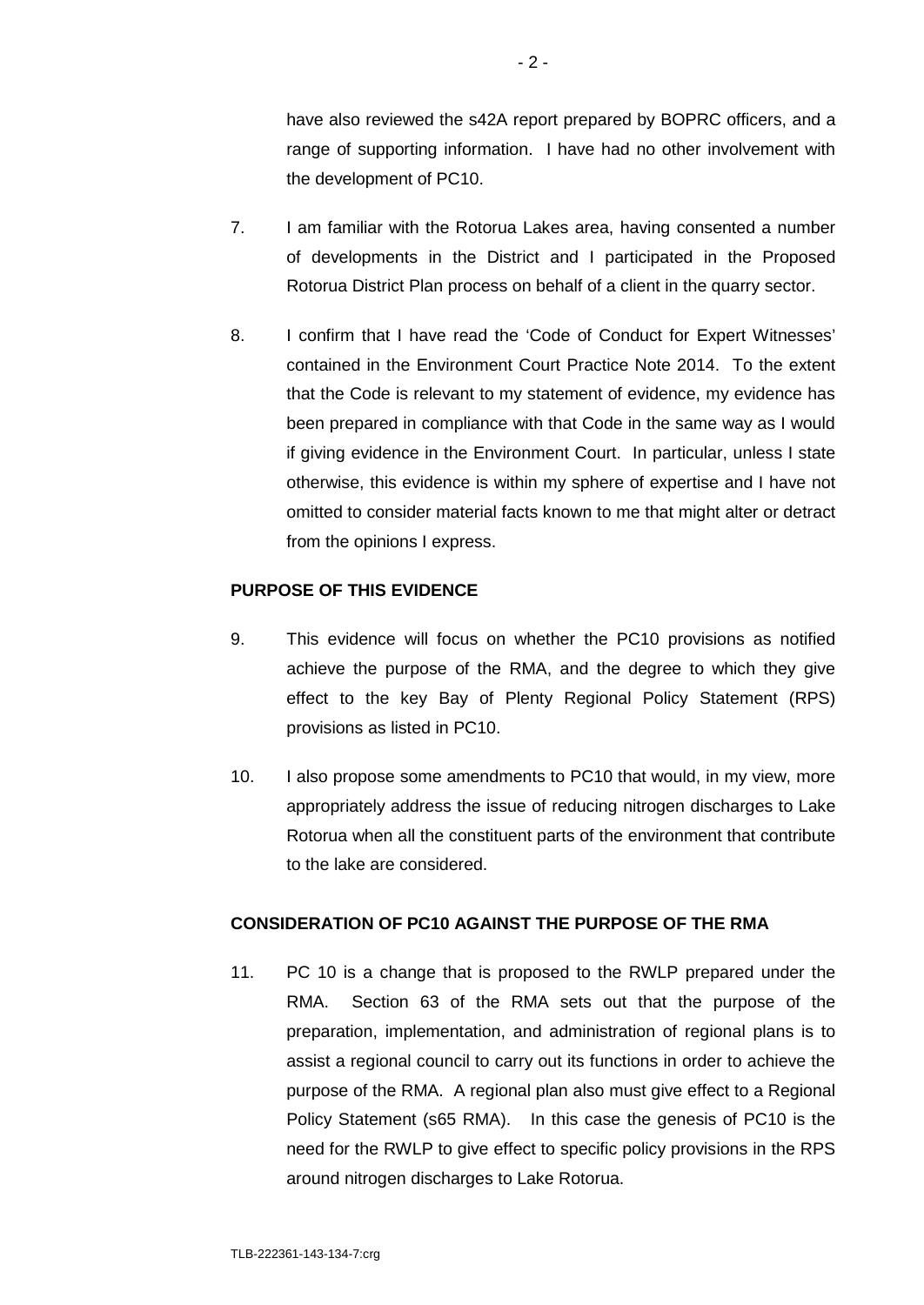have also reviewed the s42A report prepared by BOPRC officers, and a range of supporting information. I have had no other involvement with the development of PC10.

7. I am familiar with the Rotorua Lakes area, having consented a number of developments in the District and I participated in the Proposed Rotorua District Plan process on behalf of a client in the quarry sector.

8. I confirm that I have read the 'Code of Conduct for Expert Witnesses' contained in the Environment Court Practice Note 2014. To the extent that the Code is relevant to my statement of evidence, my evidence has been prepared in compliance with that Code in the same way as I would if giving evidence in the Environment Court. In particular, unless I state otherwise, this evidence is within my sphere of expertise and I have not omitted to consider material facts known to me that might alter or detract from the opinions I express.

**PURPOSE OF THIS EVIDENCE**

9. This evidence will focus on whether the PC10 provisions as notified achieve the purpose of the RMA, and the degree to which they give effect to the key Bay of Plenty Regional Policy Statement (RPS) provisions as listed in PC10.

10. I also propose some amendments to PC10 that would, in my view, more appropriately address the issue of reducing nitrogen discharges to Lake Rotorua when all the constituent parts of the environment that contribute to the lake are considered.

**CONSIDERATION OF PC10 AGAINST THE PURPOSE OF THE RMA**

11. PC 10 is a change that is proposed to the RWLP prepared under the RMA. Section 63 of the RMA sets out that the purpose of the preparation, implementation, and administration of regional plans is to assist a regional council to carry out its functions in order to achieve the purpose of the RMA. A regional plan also must give effect to a Regional Policy Statement (s65 RMA). In this case the genesis of PC10 is the need for the RWLP to give effect to specific policy provisions in the RPS around nitrogen discharges to Lake Rotorua.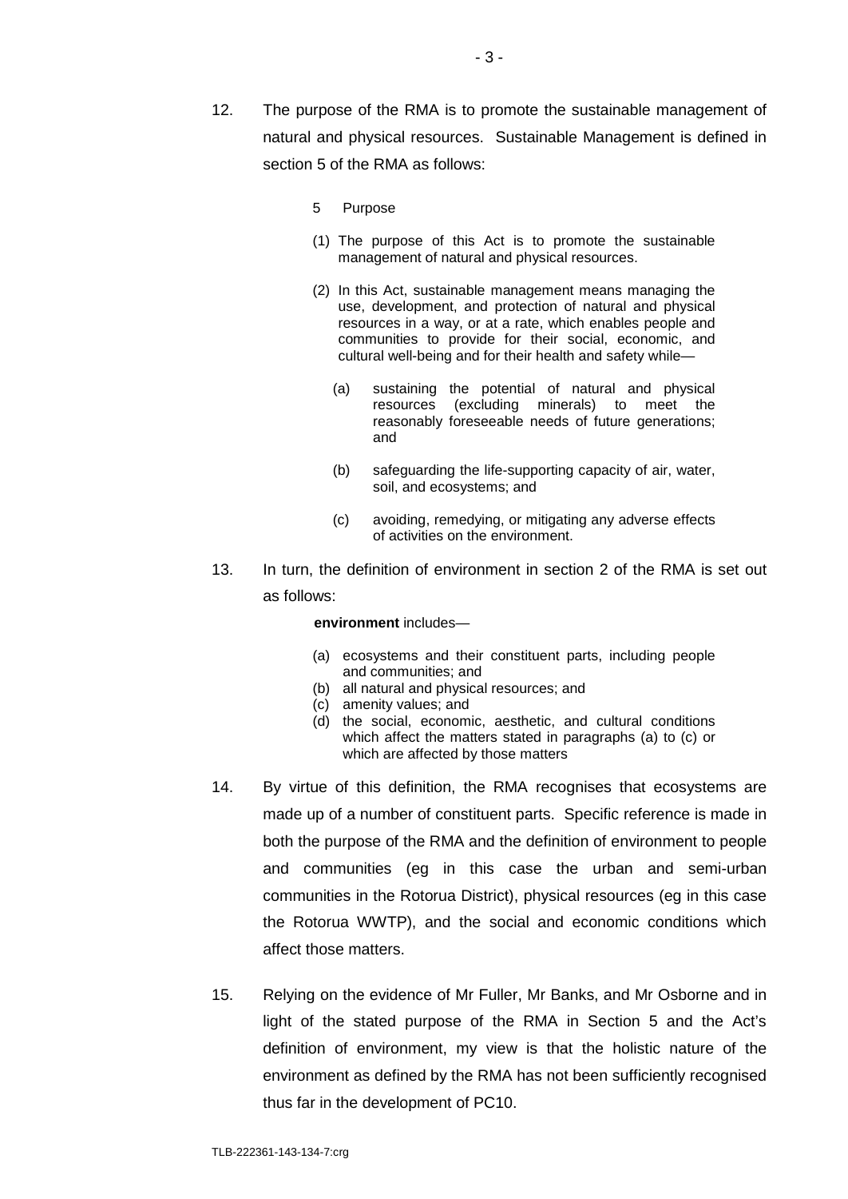12. The purpose of the RMA is to promote the sustainable management of natural and physical resources. Sustainable Management is defined in section 5 of the RMA as follows:

    > 5 Purpose
    >
    > (1) The purpose of this Act is to promote the sustainable management of natural and physical resources.
    >
    > (2) In this Act, sustainable management means managing the use, development, and protection of natural and physical resources in a way, or at a rate, which enables people and communities to provide for their social, economic, and cultural well-being and for their health and safety while—
    >
    > (a) sustaining the potential of natural and physical resources (excluding minerals) to meet the reasonably foreseeable needs of future generations; and
    >
    > (b) safeguarding the life-supporting capacity of air, water, soil, and ecosystems; and
    >
    > (c) avoiding, remedying, or mitigating any adverse effects of activities on the environment.

13. In turn, the definition of environment in section 2 of the RMA is set out as follows:

    > **environment** includes—
    >
    > (a) ecosystems and their constituent parts, including people and communities; and
    > (b) all natural and physical resources; and
    > (c) amenity values; and
    > (d) the social, economic, aesthetic, and cultural conditions which affect the matters stated in paragraphs (a) to (c) or which are affected by those matters

14. By virtue of this definition, the RMA recognises that ecosystems are made up of a number of constituent parts. Specific reference is made in both the purpose of the RMA and the definition of environment to people and communities (eg in this case the urban and semi-urban communities in the Rotorua District), physical resources (eg in this case the Rotorua WWTP), and the social and economic conditions which affect those matters.

15. Relying on the evidence of Mr Fuller, Mr Banks, and Mr Osborne and in light of the stated purpose of the RMA in Section 5 and the Act's definition of environment, my view is that the holistic nature of the environment as defined by the RMA has not been sufficiently recognised thus far in the development of PC10.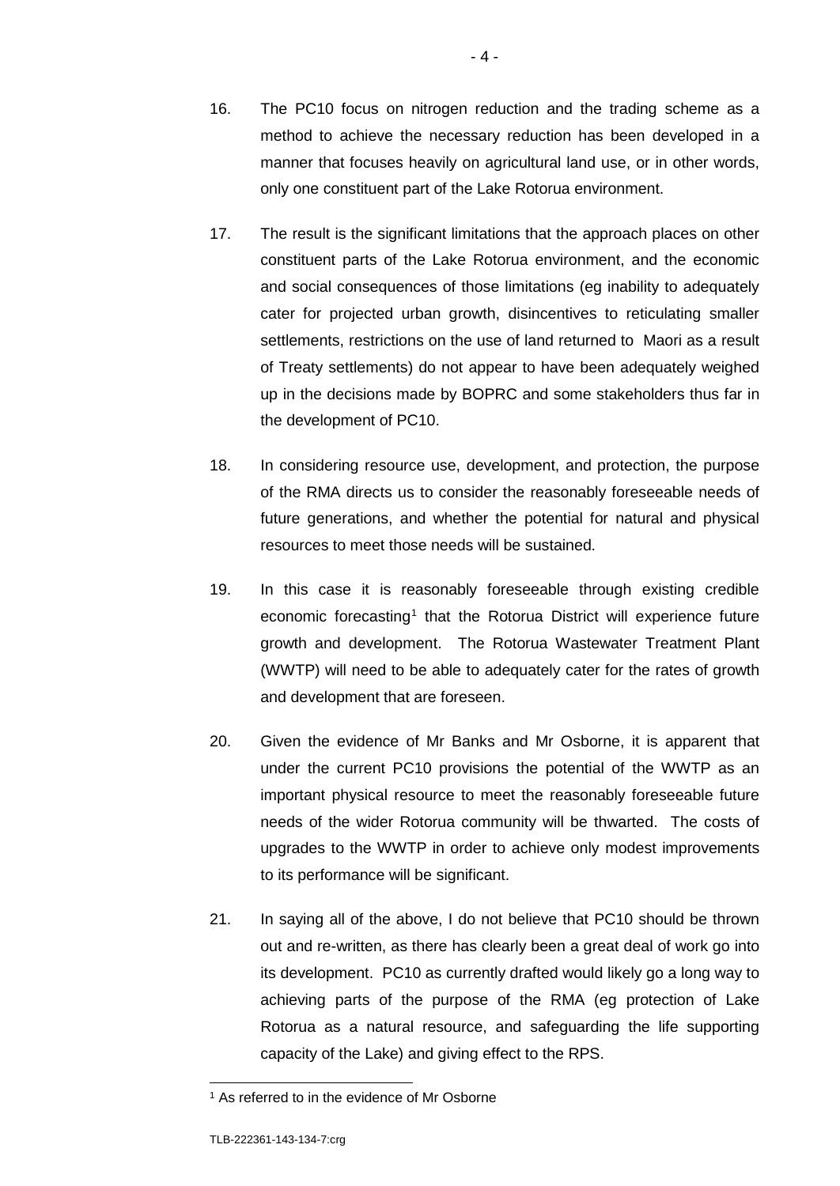16. The PC10 focus on nitrogen reduction and the trading scheme as a method to achieve the necessary reduction has been developed in a manner that focuses heavily on agricultural land use, or in other words, only one constituent part of the Lake Rotorua environment.

17. The result is the significant limitations that the approach places on other constituent parts of the Lake Rotorua environment, and the economic and social consequences of those limitations (eg inability to adequately cater for projected urban growth, disincentives to reticulating smaller settlements, restrictions on the use of land returned to Maori as a result of Treaty settlements) do not appear to have been adequately weighed up in the decisions made by BOPRC and some stakeholders thus far in the development of PC10.

18. In considering resource use, development, and protection, the purpose of the RMA directs us to consider the reasonably foreseeable needs of future generations, and whether the potential for natural and physical resources to meet those needs will be sustained.

19. In this case it is reasonably foreseeable through existing credible economic forecasting[1] that the Rotorua District will experience future growth and development. The Rotorua Wastewater Treatment Plant (WWTP) will need to be able to adequately cater for the rates of growth and development that are foreseen.

20. Given the evidence of Mr Banks and Mr Osborne, it is apparent that under the current PC10 provisions the potential of the WWTP as an important physical resource to meet the reasonably foreseeable future needs of the wider Rotorua community will be thwarted. The costs of upgrades to the WWTP in order to achieve only modest improvements to its performance will be significant.

21. In saying all of the above, I do not believe that PC10 should be thrown out and re-written, as there has clearly been a great deal of work go into its development. PC10 as currently drafted would likely go a long way to achieving parts of the purpose of the RMA (eg protection of Lake Rotorua as a natural resource, and safeguarding the life supporting capacity of the Lake) and giving effect to the RPS.

[1] As referred to in the evidence of Mr Osborne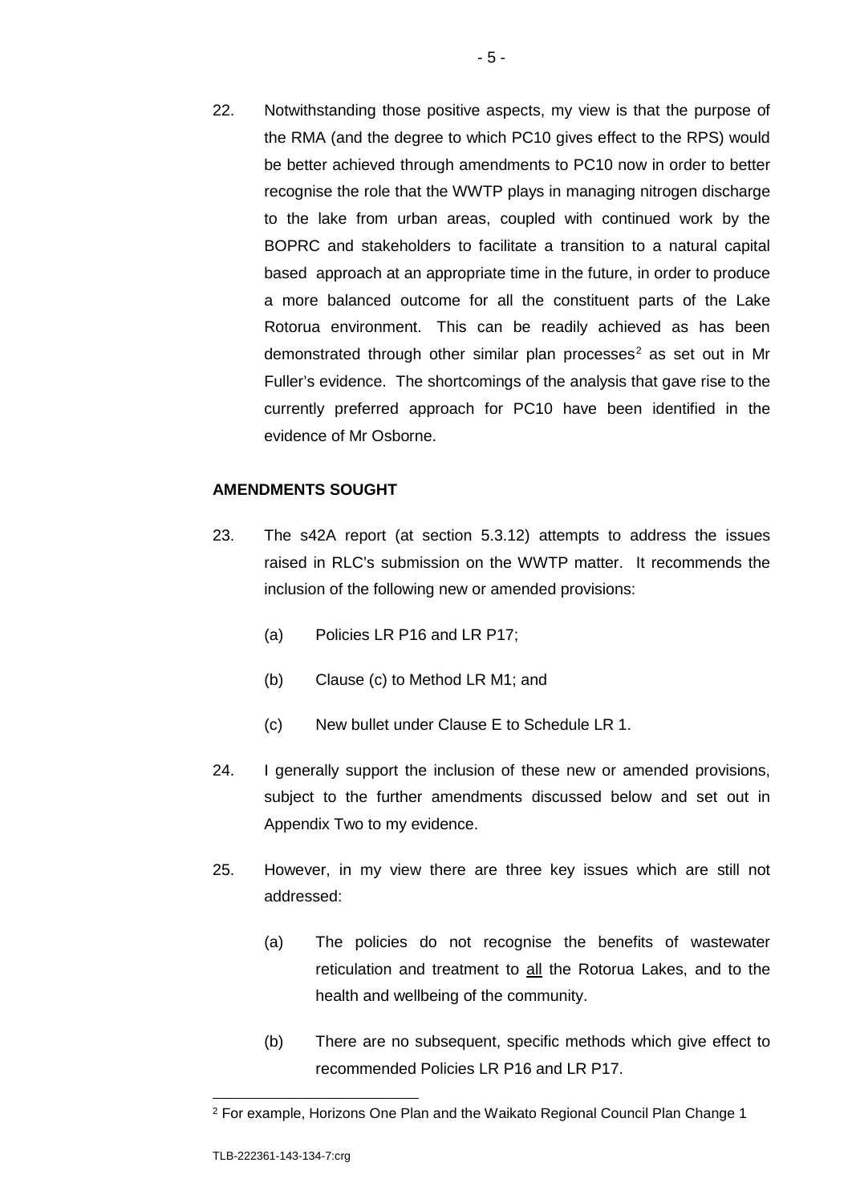22. Notwithstanding those positive aspects, my view is that the purpose of the RMA (and the degree to which PC10 gives effect to the RPS) would be better achieved through amendments to PC10 now in order to better recognise the role that the WWTP plays in managing nitrogen discharge to the lake from urban areas, coupled with continued work by the BOPRC and stakeholders to facilitate a transition to a natural capital based approach at an appropriate time in the future, in order to produce a more balanced outcome for all the constituent parts of the Lake Rotorua environment. This can be readily achieved as has been demonstrated through other similar plan processes[2] as set out in Mr Fuller's evidence. The shortcomings of the analysis that gave rise to the currently preferred approach for PC10 have been identified in the evidence of Mr Osborne.

**AMENDMENTS SOUGHT**

23. The s42A report (at section 5.3.12) attempts to address the issues raised in RLC's submission on the WWTP matter. It recommends the inclusion of the following new or amended provisions:

    (a) Policies LR P16 and LR P17;

    (b) Clause (c) to Method LR M1; and

    (c) New bullet under Clause E to Schedule LR 1.

24. I generally support the inclusion of these new or amended provisions, subject to the further amendments discussed below and set out in Appendix Two to my evidence.

25. However, in my view there are three key issues which are still not addressed:

    (a) The policies do not recognise the benefits of wastewater reticulation and treatment to all the Rotorua Lakes, and to the health and wellbeing of the community.

    (b) There are no subsequent, specific methods which give effect to recommended Policies LR P16 and LR P17.

[2] For example, Horizons One Plan and the Waikato Regional Council Plan Change 1

TLB-222361-143-134-7:crg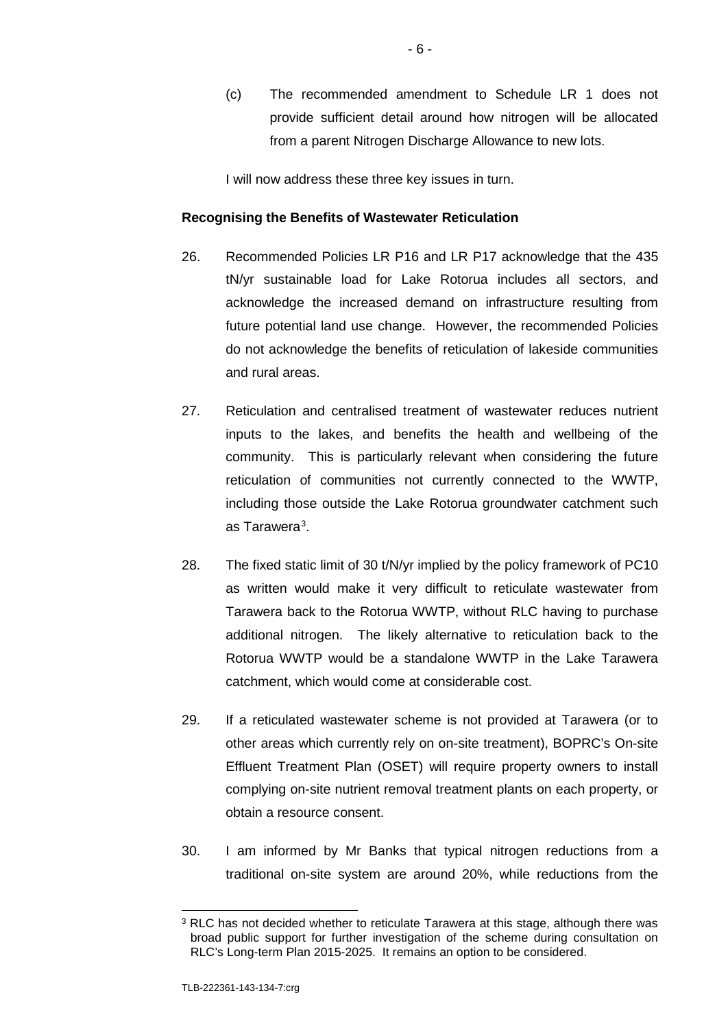(c) The recommended amendment to Schedule LR 1 does not provide sufficient detail around how nitrogen will be allocated from a parent Nitrogen Discharge Allowance to new lots.

I will now address these three key issues in turn.

**Recognising the Benefits of Wastewater Reticulation**

26. Recommended Policies LR P16 and LR P17 acknowledge that the 435 tN/yr sustainable load for Lake Rotorua includes all sectors, and acknowledge the increased demand on infrastructure resulting from future potential land use change. However, the recommended Policies do not acknowledge the benefits of reticulation of lakeside communities and rural areas.

27. Reticulation and centralised treatment of wastewater reduces nutrient inputs to the lakes, and benefits the health and wellbeing of the community. This is particularly relevant when considering the future reticulation of communities not currently connected to the WWTP, including those outside the Lake Rotorua groundwater catchment such as Tarawera[3].

28. The fixed static limit of 30 t/N/yr implied by the policy framework of PC10 as written would make it very difficult to reticulate wastewater from Tarawera back to the Rotorua WWTP, without RLC having to purchase additional nitrogen. The likely alternative to reticulation back to the Rotorua WWTP would be a standalone WWTP in the Lake Tarawera catchment, which would come at considerable cost.

29. If a reticulated wastewater scheme is not provided at Tarawera (or to other areas which currently rely on on-site treatment), BOPRC's On-site Effluent Treatment Plan (OSET) will require property owners to install complying on-site nutrient removal treatment plants on each property, or obtain a resource consent.

30. I am informed by Mr Banks that typical nitrogen reductions from a traditional on-site system are around 20%, while reductions from the

[3] RLC has not decided whether to reticulate Tarawera at this stage, although there was broad public support for further investigation of the scheme during consultation on RLC's Long-term Plan 2015-2025. It remains an option to be considered.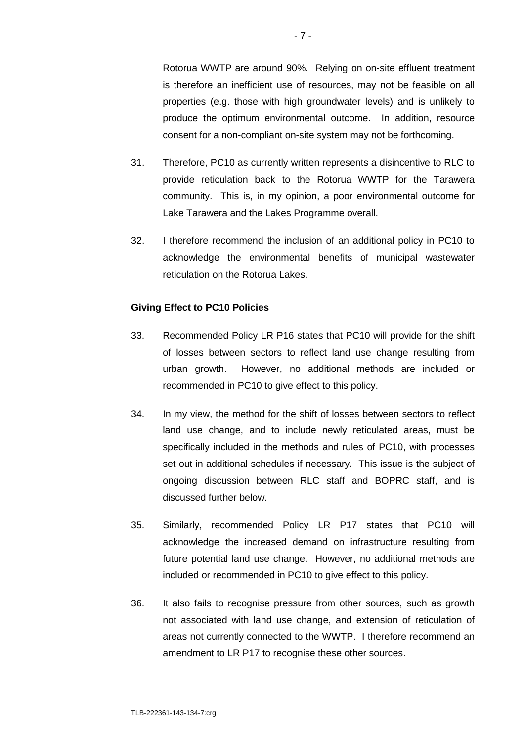Rotorua WWTP are around 90%. Relying on on-site effluent treatment is therefore an inefficient use of resources, may not be feasible on all properties (e.g. those with high groundwater levels) and is unlikely to produce the optimum environmental outcome. In addition, resource consent for a non-compliant on-site system may not be forthcoming.

31. Therefore, PC10 as currently written represents a disincentive to RLC to provide reticulation back to the Rotorua WWTP for the Tarawera community. This is, in my opinion, a poor environmental outcome for Lake Tarawera and the Lakes Programme overall.

32. I therefore recommend the inclusion of an additional policy in PC10 to acknowledge the environmental benefits of municipal wastewater reticulation on the Rotorua Lakes.

**Giving Effect to PC10 Policies**

33. Recommended Policy LR P16 states that PC10 will provide for the shift of losses between sectors to reflect land use change resulting from urban growth. However, no additional methods are included or recommended in PC10 to give effect to this policy.

34. In my view, the method for the shift of losses between sectors to reflect land use change, and to include newly reticulated areas, must be specifically included in the methods and rules of PC10, with processes set out in additional schedules if necessary. This issue is the subject of ongoing discussion between RLC staff and BOPRC staff, and is discussed further below.

35. Similarly, recommended Policy LR P17 states that PC10 will acknowledge the increased demand on infrastructure resulting from future potential land use change. However, no additional methods are included or recommended in PC10 to give effect to this policy.

36. It also fails to recognise pressure from other sources, such as growth not associated with land use change, and extension of reticulation of areas not currently connected to the WWTP. I therefore recommend an amendment to LR P17 to recognise these other sources.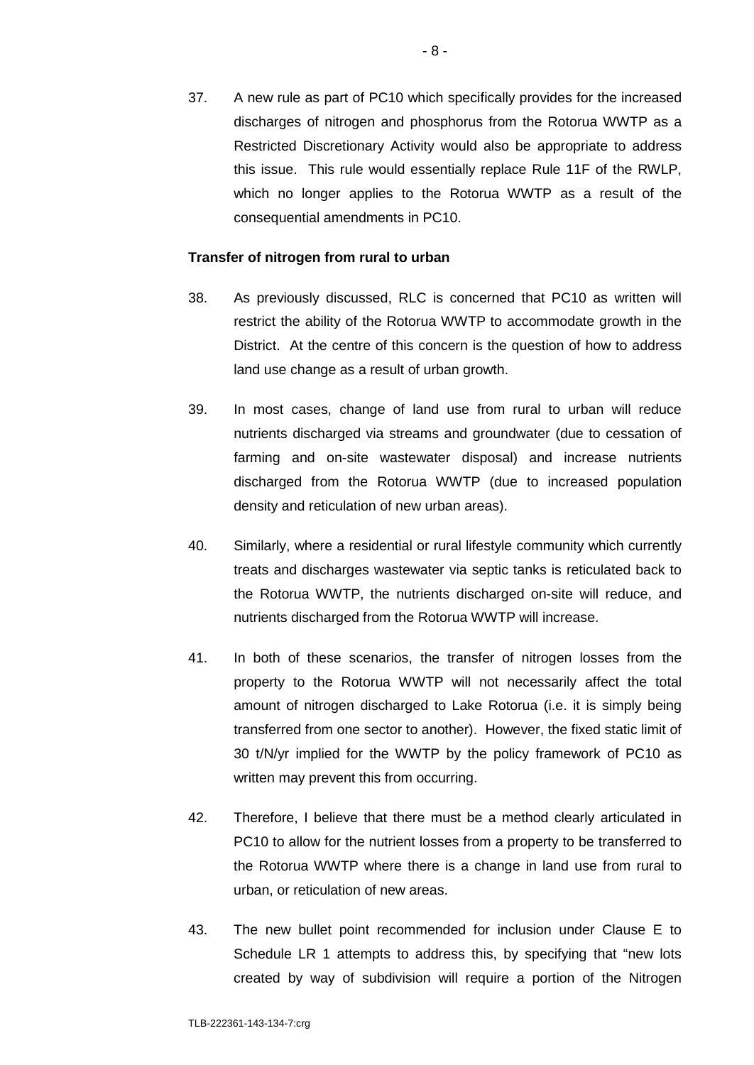37. A new rule as part of PC10 which specifically provides for the increased discharges of nitrogen and phosphorus from the Rotorua WWTP as a Restricted Discretionary Activity would also be appropriate to address this issue. This rule would essentially replace Rule 11F of the RWLP, which no longer applies to the Rotorua WWTP as a result of the consequential amendments in PC10.

**Transfer of nitrogen from rural to urban**

38. As previously discussed, RLC is concerned that PC10 as written will restrict the ability of the Rotorua WWTP to accommodate growth in the District. At the centre of this concern is the question of how to address land use change as a result of urban growth.

39. In most cases, change of land use from rural to urban will reduce nutrients discharged via streams and groundwater (due to cessation of farming and on-site wastewater disposal) and increase nutrients discharged from the Rotorua WWTP (due to increased population density and reticulation of new urban areas).

40. Similarly, where a residential or rural lifestyle community which currently treats and discharges wastewater via septic tanks is reticulated back to the Rotorua WWTP, the nutrients discharged on-site will reduce, and nutrients discharged from the Rotorua WWTP will increase.

41. In both of these scenarios, the transfer of nitrogen losses from the property to the Rotorua WWTP will not necessarily affect the total amount of nitrogen discharged to Lake Rotorua (i.e. it is simply being transferred from one sector to another). However, the fixed static limit of 30 t/N/yr implied for the WWTP by the policy framework of PC10 as written may prevent this from occurring.

42. Therefore, I believe that there must be a method clearly articulated in PC10 to allow for the nutrient losses from a property to be transferred to the Rotorua WWTP where there is a change in land use from rural to urban, or reticulation of new areas.

43. The new bullet point recommended for inclusion under Clause E to Schedule LR 1 attempts to address this, by specifying that "new lots created by way of subdivision will require a portion of the Nitrogen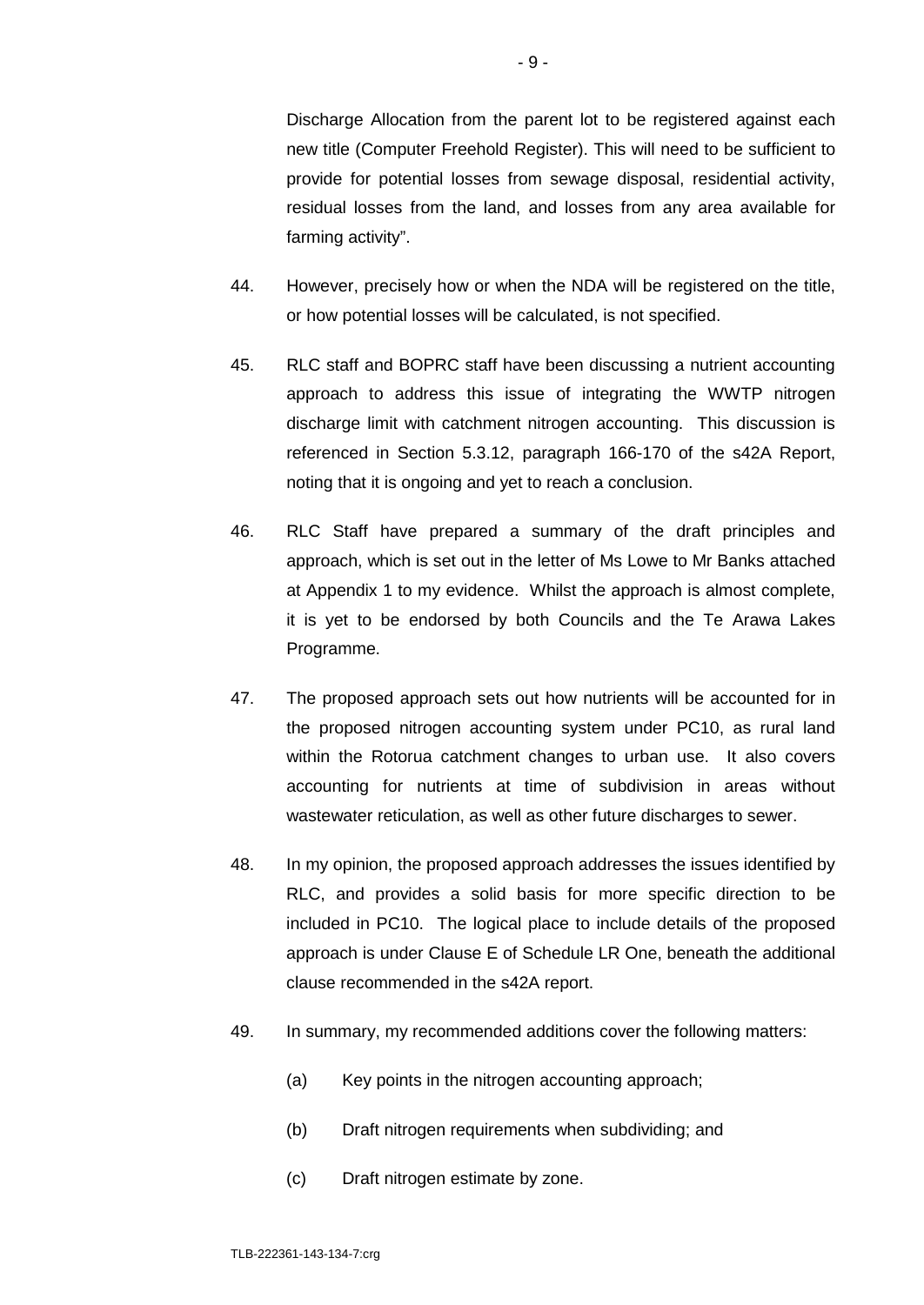Discharge Allocation from the parent lot to be registered against each new title (Computer Freehold Register). This will need to be sufficient to provide for potential losses from sewage disposal, residential activity, residual losses from the land, and losses from any area available for farming activity".

44. However, precisely how or when the NDA will be registered on the title, or how potential losses will be calculated, is not specified.

45. RLC staff and BOPRC staff have been discussing a nutrient accounting approach to address this issue of integrating the WWTP nitrogen discharge limit with catchment nitrogen accounting. This discussion is referenced in Section 5.3.12, paragraph 166-170 of the s42A Report, noting that it is ongoing and yet to reach a conclusion.

46. RLC Staff have prepared a summary of the draft principles and approach, which is set out in the letter of Ms Lowe to Mr Banks attached at Appendix 1 to my evidence. Whilst the approach is almost complete, it is yet to be endorsed by both Councils and the Te Arawa Lakes Programme.

47. The proposed approach sets out how nutrients will be accounted for in the proposed nitrogen accounting system under PC10, as rural land within the Rotorua catchment changes to urban use. It also covers accounting for nutrients at time of subdivision in areas without wastewater reticulation, as well as other future discharges to sewer.

48. In my opinion, the proposed approach addresses the issues identified by RLC, and provides a solid basis for more specific direction to be included in PC10. The logical place to include details of the proposed approach is under Clause E of Schedule LR One, beneath the additional clause recommended in the s42A report.

49. In summary, my recommended additions cover the following matters:

    (a) Key points in the nitrogen accounting approach;

    (b) Draft nitrogen requirements when subdividing; and

    (c) Draft nitrogen estimate by zone.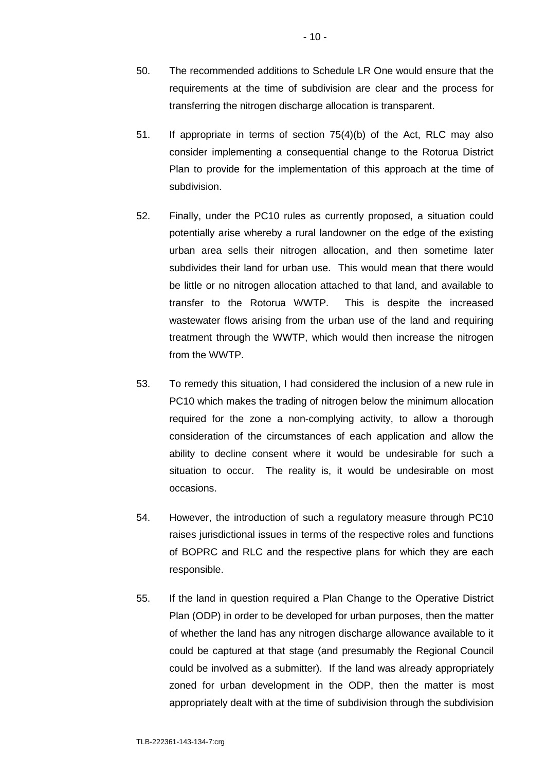50. The recommended additions to Schedule LR One would ensure that the requirements at the time of subdivision are clear and the process for transferring the nitrogen discharge allocation is transparent.

51. If appropriate in terms of section 75(4)(b) of the Act, RLC may also consider implementing a consequential change to the Rotorua District Plan to provide for the implementation of this approach at the time of subdivision.

52. Finally, under the PC10 rules as currently proposed, a situation could potentially arise whereby a rural landowner on the edge of the existing urban area sells their nitrogen allocation, and then sometime later subdivides their land for urban use. This would mean that there would be little or no nitrogen allocation attached to that land, and available to transfer to the Rotorua WWTP. This is despite the increased wastewater flows arising from the urban use of the land and requiring treatment through the WWTP, which would then increase the nitrogen from the WWTP.

53. To remedy this situation, I had considered the inclusion of a new rule in PC10 which makes the trading of nitrogen below the minimum allocation required for the zone a non-complying activity, to allow a thorough consideration of the circumstances of each application and allow the ability to decline consent where it would be undesirable for such a situation to occur. The reality is, it would be undesirable on most occasions.

54. However, the introduction of such a regulatory measure through PC10 raises jurisdictional issues in terms of the respective roles and functions of BOPRC and RLC and the respective plans for which they are each responsible.

55. If the land in question required a Plan Change to the Operative District Plan (ODP) in order to be developed for urban purposes, then the matter of whether the land has any nitrogen discharge allowance available to it could be captured at that stage (and presumably the Regional Council could be involved as a submitter). If the land was already appropriately zoned for urban development in the ODP, then the matter is most appropriately dealt with at the time of subdivision through the subdivision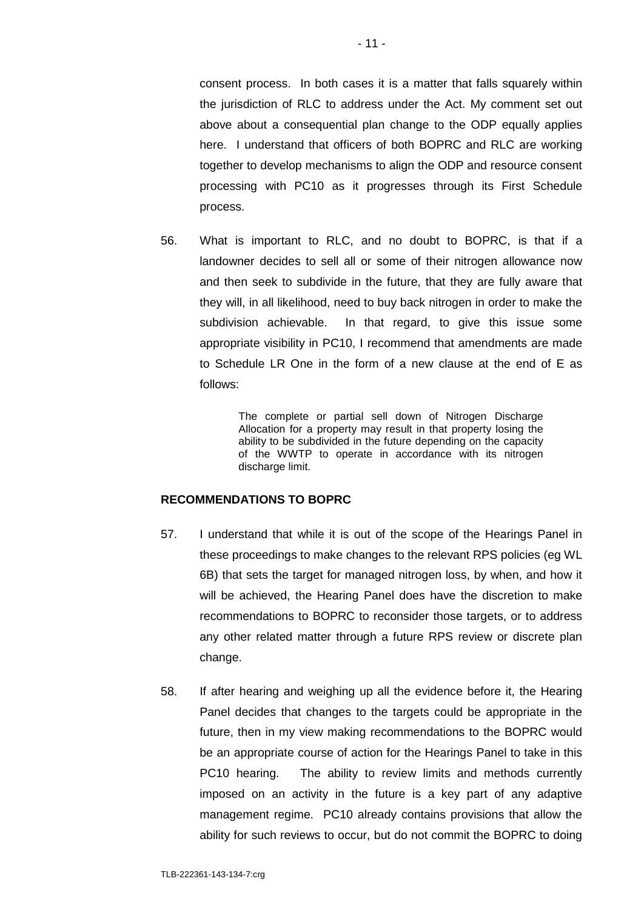consent process. In both cases it is a matter that falls squarely within the jurisdiction of RLC to address under the Act. My comment set out above about a consequential plan change to the ODP equally applies here. I understand that officers of both BOPRC and RLC are working together to develop mechanisms to align the ODP and resource consent processing with PC10 as it progresses through its First Schedule process.

56. What is important to RLC, and no doubt to BOPRC, is that if a landowner decides to sell all or some of their nitrogen allowance now and then seek to subdivide in the future, that they are fully aware that they will, in all likelihood, need to buy back nitrogen in order to make the subdivision achievable. In that regard, to give this issue some appropriate visibility in PC10, I recommend that amendments are made to Schedule LR One in the form of a new clause at the end of E as follows:

> The complete or partial sell down of Nitrogen Discharge Allocation for a property may result in that property losing the ability to be subdivided in the future depending on the capacity of the WWTP to operate in accordance with its nitrogen discharge limit.

## RECOMMENDATIONS TO BOPRC

57. I understand that while it is out of the scope of the Hearings Panel in these proceedings to make changes to the relevant RPS policies (eg WL 6B) that sets the target for managed nitrogen loss, by when, and how it will be achieved, the Hearing Panel does have the discretion to make recommendations to BOPRC to reconsider those targets, or to address any other related matter through a future RPS review or discrete plan change.

58. If after hearing and weighing up all the evidence before it, the Hearing Panel decides that changes to the targets could be appropriate in the future, then in my view making recommendations to the BOPRC would be an appropriate course of action for the Hearings Panel to take in this PC10 hearing. The ability to review limits and methods currently imposed on an activity in the future is a key part of any adaptive management regime. PC10 already contains provisions that allow the ability for such reviews to occur, but do not commit the BOPRC to doing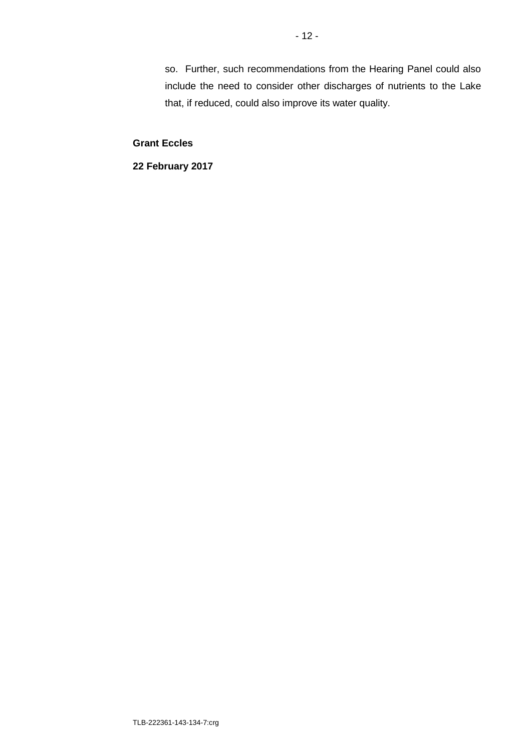so. Further, such recommendations from the Hearing Panel could also include the need to consider other discharges of nutrients to the Lake that, if reduced, could also improve its water quality.

**Grant Eccles**

**22 February 2017**

TLB-222361-143-134-7:crg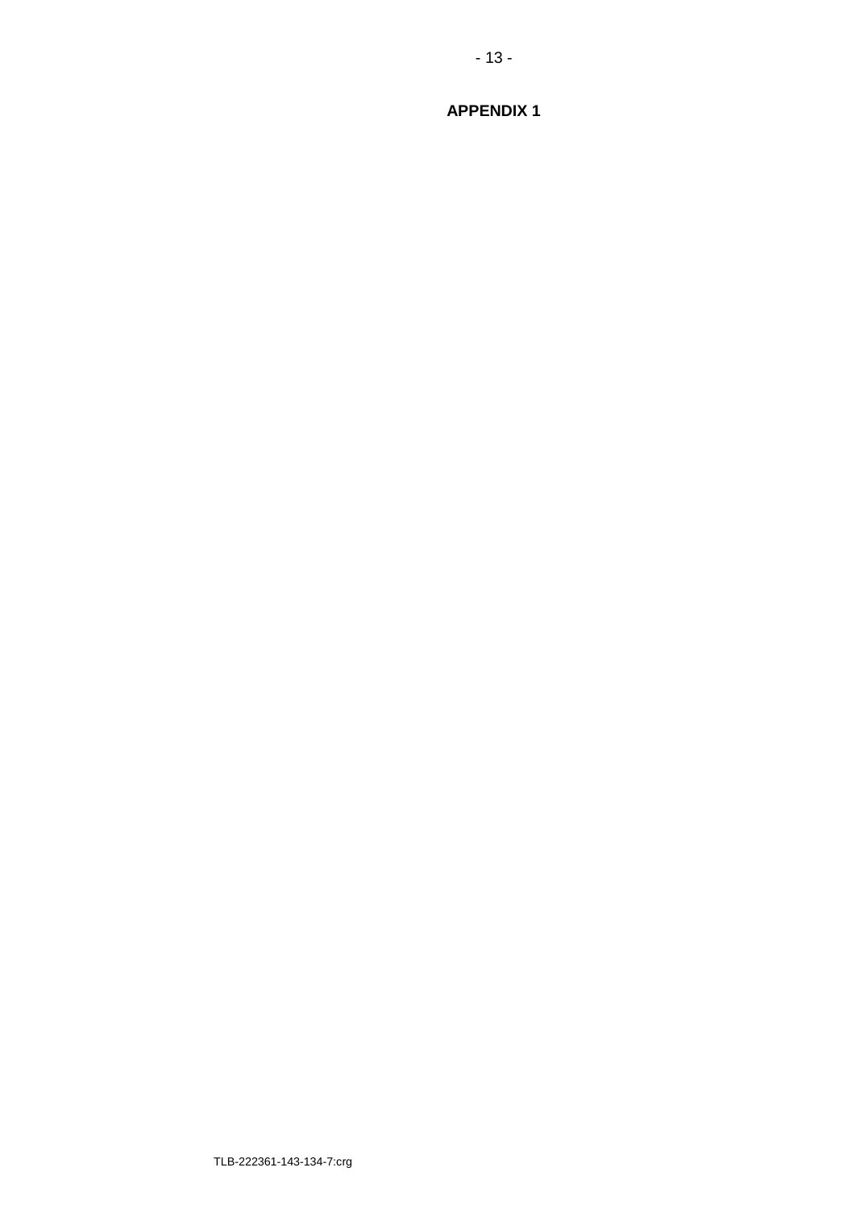# APPENDIX 1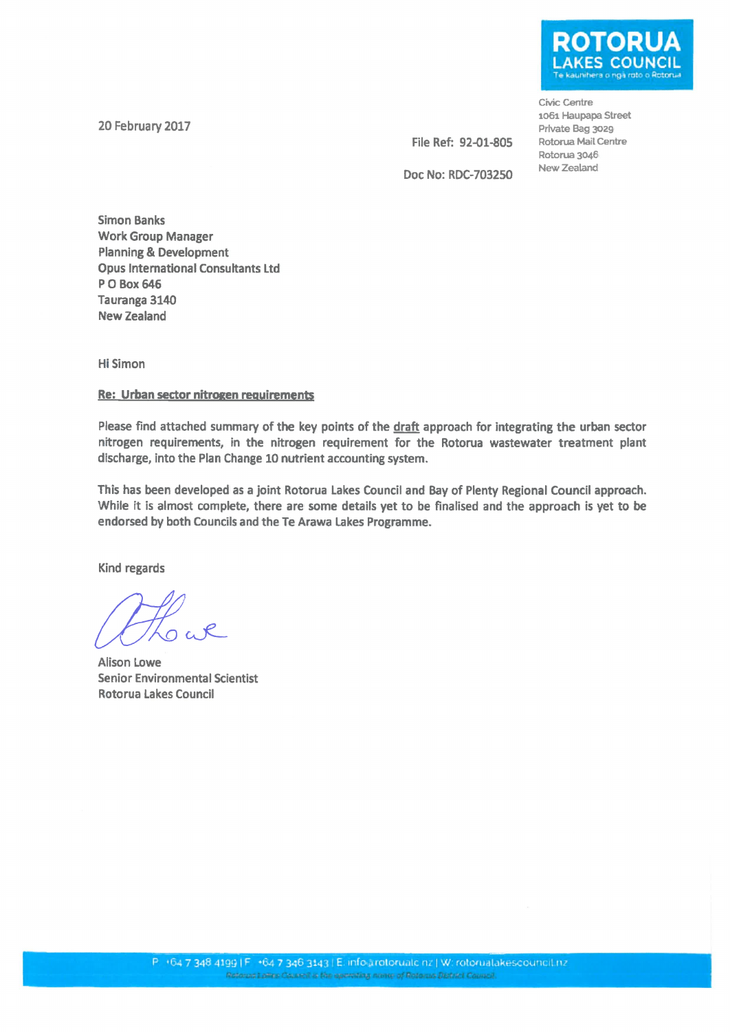**ROTORUA LAKES COUNCIL**
Te kaunihera o ngā roto o Rotorua

Civic Centre
1061 Haupapa Street
Private Bag 3029
Rotorua Mail Centre
Rotorua 3046
New Zealand

20 February 2017

File Ref: 92-01-805

Doc No: RDC-703250

Simon Banks
Work Group Manager
Planning & Development
Opus International Consultants Ltd
P O Box 646
Tauranga 3140
New Zealand

Hi Simon

**Re: Urban sector nitrogen requirements**

Please find attached summary of the key points of the draft approach for integrating the urban sector nitrogen requirements, in the nitrogen requirement for the Rotorua wastewater treatment plant discharge, into the Plan Change 10 nutrient accounting system.

This has been developed as a joint Rotorua Lakes Council and Bay of Plenty Regional Council approach. While it is almost complete, there are some details yet to be finalised and the approach is yet to be endorsed by both Councils and the Te Arawa Lakes Programme.

Kind regards

Alison Lowe
Senior Environmental Scientist
Rotorua Lakes Council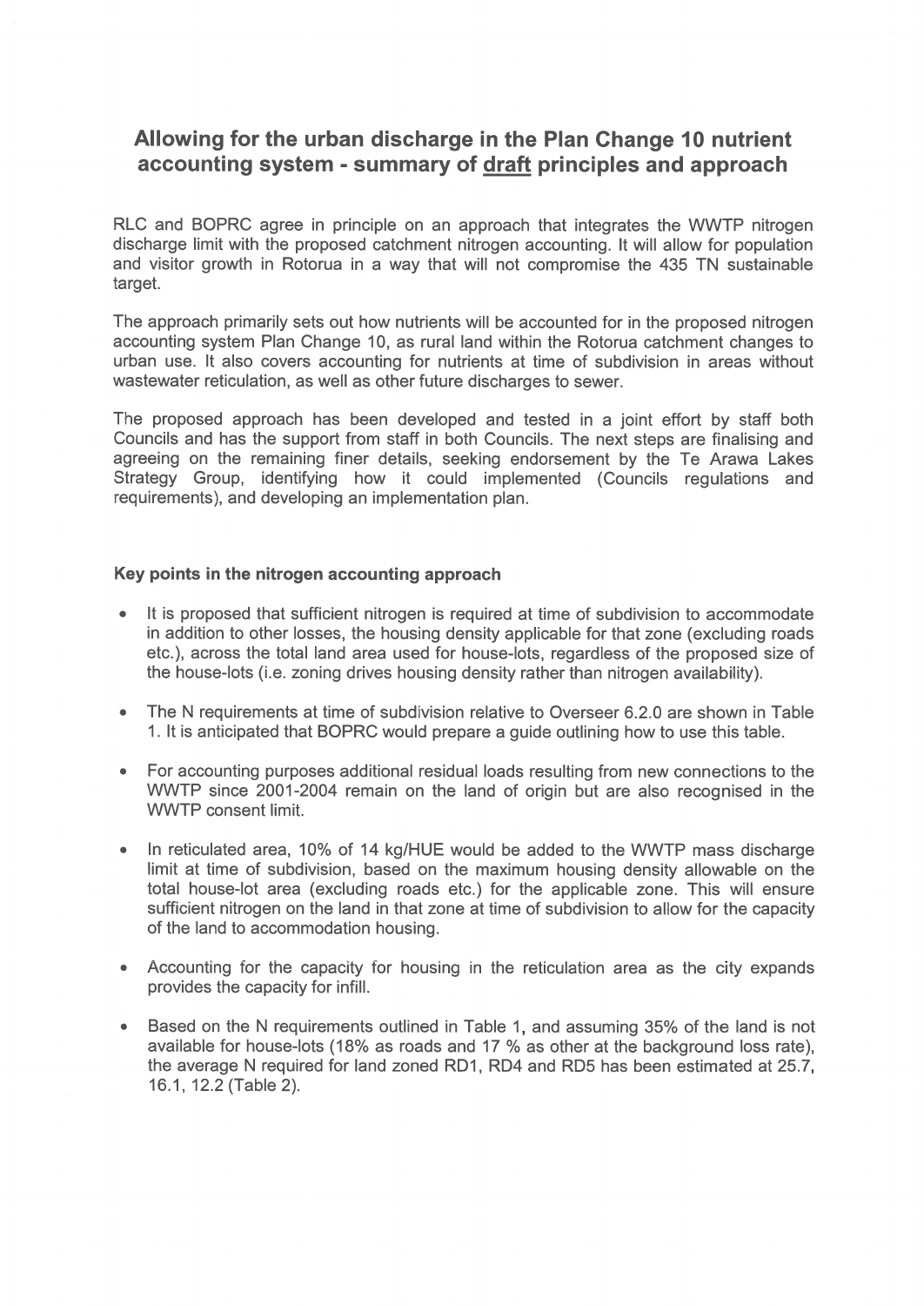# Allowing for the urban discharge in the Plan Change 10 nutrient accounting system - summary of draft principles and approach

RLC and BOPRC agree in principle on an approach that integrates the WWTP nitrogen discharge limit with the proposed catchment nitrogen accounting. It will allow for population and visitor growth in Rotorua in a way that will not compromise the 435 TN sustainable target.

The approach primarily sets out how nutrients will be accounted for in the proposed nitrogen accounting system Plan Change 10, as rural land within the Rotorua catchment changes to urban use. It also covers accounting for nutrients at time of subdivision in areas without wastewater reticulation, as well as other future discharges to sewer.

The proposed approach has been developed and tested in a joint effort by staff both Councils and has the support from staff in both Councils. The next steps are finalising and agreeing on the remaining finer details, seeking endorsement by the Te Arawa Lakes Strategy Group, identifying how it could implemented (Councils regulations and requirements), and developing an implementation plan.

### Key points in the nitrogen accounting approach

- It is proposed that sufficient nitrogen is required at time of subdivision to accommodate in addition to other losses, the housing density applicable for that zone (excluding roads etc.), across the total land area used for house-lots, regardless of the proposed size of the house-lots (i.e. zoning drives housing density rather than nitrogen availability).
- The N requirements at time of subdivision relative to Overseer 6.2.0 are shown in Table 1. It is anticipated that BOPRC would prepare a guide outlining how to use this table.
- For accounting purposes additional residual loads resulting from new connections to the WWTP since 2001-2004 remain on the land of origin but are also recognised in the WWTP consent limit.
- In reticulated area, 10% of 14 kg/HUE would be added to the WWTP mass discharge limit at time of subdivision, based on the maximum housing density allowable on the total house-lot area (excluding roads etc.) for the applicable zone. This will ensure sufficient nitrogen on the land in that zone at time of subdivision to allow for the capacity of the land to accommodation housing.
- Accounting for the capacity for housing in the reticulation area as the city expands provides the capacity for infill.
- Based on the N requirements outlined in Table 1, and assuming 35% of the land is not available for house-lots (18% as roads and 17 % as other at the background loss rate), the average N required for land zoned RD1, RD4 and RD5 has been estimated at 25.7, 16.1, 12.2 (Table 2).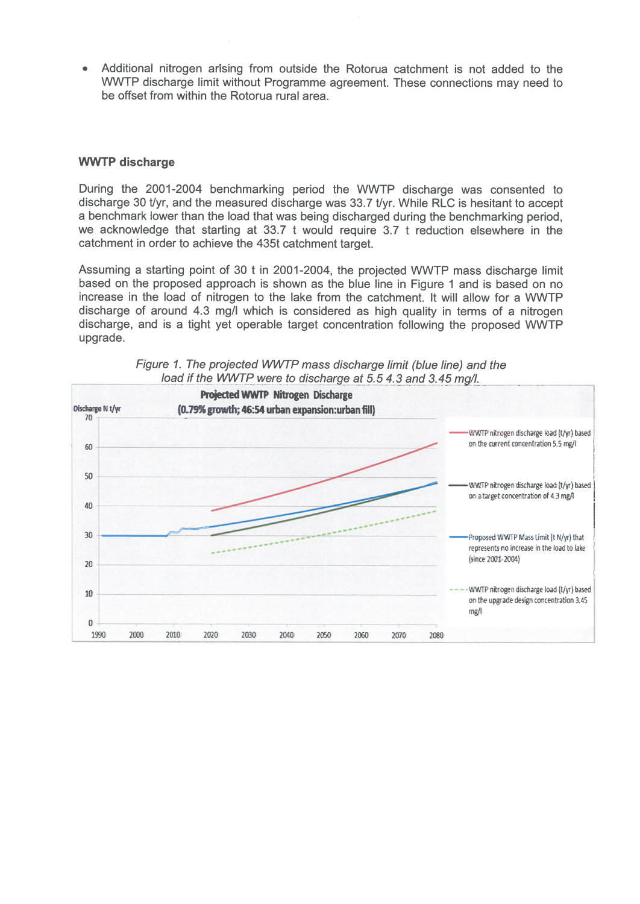- Additional nitrogen arising from outside the Rotorua catchment is not added to the WWTP discharge limit without Programme agreement. These connections may need to be offset from within the Rotorua rural area.

## WWTP discharge

During the 2001-2004 benchmarking period the WWTP discharge was consented to discharge 30 t/yr, and the measured discharge was 33.7 t/yr. While RLC is hesitant to accept a benchmark lower than the load that was being discharged during the benchmarking period, we acknowledge that starting at 33.7 t would require 3.7 t reduction elsewhere in the catchment in order to achieve the 435t catchment target.

Assuming a starting point of 30 t in 2001-2004, the projected WWTP mass discharge limit based on the proposed approach is shown as the blue line in Figure 1 and is based on no increase in the load of nitrogen to the lake from the catchment. It will allow for a WWTP discharge of around 4.3 mg/l which is considered as high quality in terms of a nitrogen discharge, and is a tight yet operable target concentration following the proposed WWTP upgrade.

*Figure 1. The projected WWTP mass discharge limit (blue line) and the load if the WWTP were to discharge at 5.5 4.3 and 3.45 mg/l.*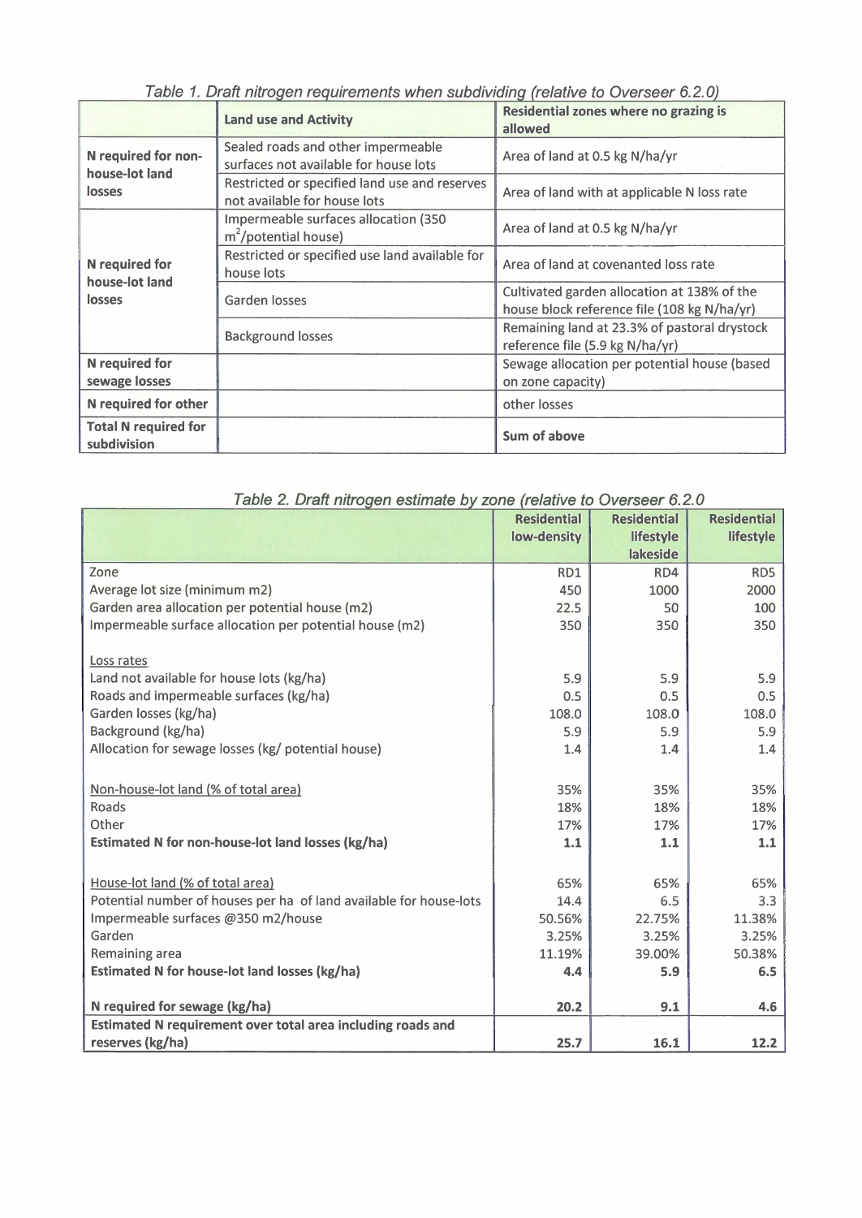*Table 1. Draft nitrogen requirements when subdividing (relative to Overseer 6.2.0)*

| | **Land use and Activity** | **Residential zones where no grazing is allowed** |
|---|---|---|
| **N required for non-house-lot land losses** | Sealed roads and other impermeable surfaces not available for house lots | Area of land at 0.5 kg N/ha/yr |
| | Restricted or specified land use and reserves not available for house lots | Area of land with at applicable N loss rate |
| **N required for house-lot land losses** | Impermeable surfaces allocation (350 $m^2$/potential house) | Area of land at 0.5 kg N/ha/yr |
| | Restricted or specified use land available for house lots | Area of land at covenanted loss rate |
| | Garden losses | Cultivated garden allocation at 138% of the house block reference file (108 kg N/ha/yr) |
| | Background losses | Remaining land at 23.3% of pastoral drystock reference file (5.9 kg N/ha/yr) |
| **N required for sewage losses** | | Sewage allocation per potential house (based on zone capacity) |
| **N required for other** | | other losses |
| **Total N required for subdivision** | | **Sum of above** |

*Table 2. Draft nitrogen estimate by zone (relative to Overseer 6.2.0*

| | **Residential low-density** | **Residential lifestyle lakeside** | **Residential lifestyle** |
|---|---|---|---|
| Zone | RD1 | RD4 | RD5 |
| Average lot size (minimum m2) | 450 | 1000 | 2000 |
| Garden area allocation per potential house (m2) | 22.5 | 50 | 100 |
| Impermeable surface allocation per potential house (m2) | 350 | 350 | 350 |
| | | | |
| Loss rates | | | |
| Land not available for house lots (kg/ha) | 5.9 | 5.9 | 5.9 |
| Roads and impermeable surfaces (kg/ha) | 0.5 | 0.5 | 0.5 |
| Garden losses (kg/ha) | 108.0 | 108.0 | 108.0 |
| Background (kg/ha) | 5.9 | 5.9 | 5.9 |
| Allocation for sewage losses (kg/ potential house) | 1.4 | 1.4 | 1.4 |
| | | | |
| Non-house-lot land (% of total area) | 35% | 35% | 35% |
| Roads | 18% | 18% | 18% |
| Other | 17% | 17% | 17% |
| **Estimated N for non-house-lot land losses (kg/ha)** | **1.1** | **1.1** | **1.1** |
| | | | |
| House-lot land (% of total area) | 65% | 65% | 65% |
| Potential number of houses per ha of land available for house-lots | 14.4 | 6.5 | 3.3 |
| Impermeable surfaces @350 m2/house | 50.56% | 22.75% | 11.38% |
| Garden | 3.25% | 3.25% | 3.25% |
| Remaining area | 11.19% | 39.00% | 50.38% |
| **Estimated N for house-lot land losses (kg/ha)** | **4.4** | **5.9** | **6.5** |
| | | | |
| **N required for sewage (kg/ha)** | **20.2** | **9.1** | **4.6** |
| **Estimated N requirement over total area including roads and reserves (kg/ha)** | **25.7** | **16.1** | **12.2** |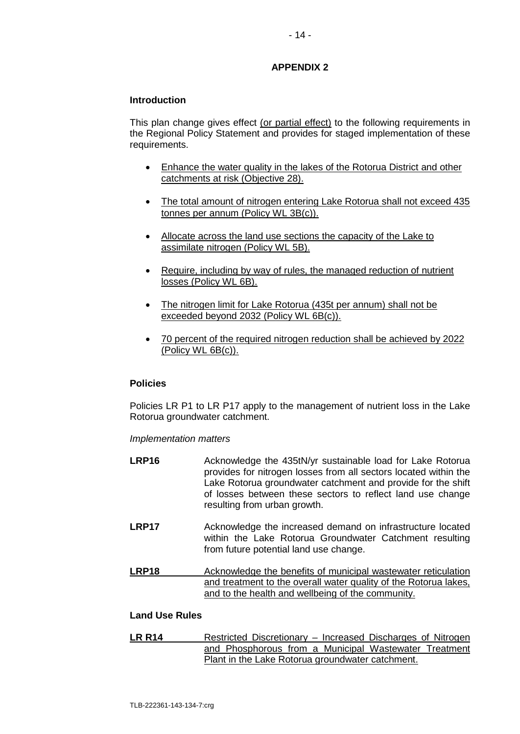**APPENDIX 2**

**Introduction**

This plan change gives effect <u>(or partial effect)</u> to the following requirements in the Regional Policy Statement and provides for staged implementation of these requirements.

- <u>Enhance the water quality in the lakes of the Rotorua District and other catchments at risk (Objective 28).</u>
- <u>The total amount of nitrogen entering Lake Rotorua shall not exceed 435 tonnes per annum (Policy WL 3B(c)).</u>
- <u>Allocate across the land use sections the capacity of the Lake to assimilate nitrogen (Policy WL 5B).</u>
- <u>Require, including by way of rules, the managed reduction of nutrient losses (Policy WL 6B).</u>
- <u>The nitrogen limit for Lake Rotorua (435t per annum) shall not be exceeded beyond 2032 (Policy WL 6B(c)).</u>
- <u>70 percent of the required nitrogen reduction shall be achieved by 2022 (Policy WL 6B(c)).</u>

**Policies**

Policies LR P1 to LR P17 apply to the management of nutrient loss in the Lake Rotorua groundwater catchment.

*Implementation matters*

**LRP16** Acknowledge the 435tN/yr sustainable load for Lake Rotorua provides for nitrogen losses from all sectors located within the Lake Rotorua groundwater catchment and provide for the shift of losses between these sectors to reflect land use change resulting from urban growth.

**LRP17** Acknowledge the increased demand on infrastructure located within the Lake Rotorua Groundwater Catchment resulting from future potential land use change.

<u>**LRP18**</u> <u>Acknowledge the benefits of municipal wastewater reticulation and treatment to the overall water quality of the Rotorua lakes, and to the health and wellbeing of the community.</u>

**Land Use Rules**

<u>**LR R14**</u> <u>Restricted Discretionary – Increased Discharges of Nitrogen and Phosphorous from a Municipal Wastewater Treatment Plant in the Lake Rotorua groundwater catchment.</u>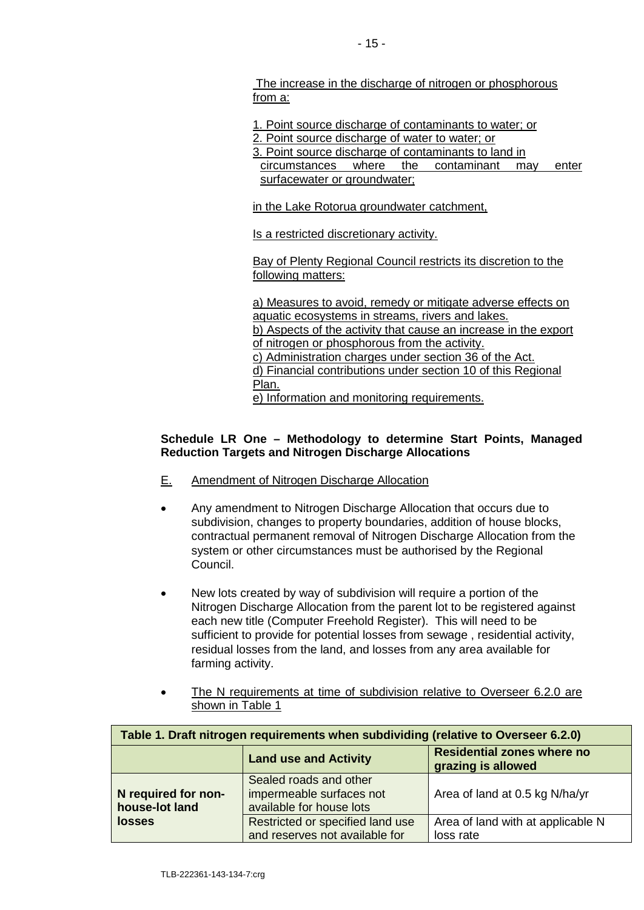The increase in the discharge of nitrogen or phosphorous from a:

1. Point source discharge of contaminants to water; or
2. Point source discharge of water to water; or
3. Point source discharge of contaminants to land in circumstances where the contaminant may enter surfacewater or groundwater;

in the Lake Rotorua groundwater catchment,

Is a restricted discretionary activity.

Bay of Plenty Regional Council restricts its discretion to the following matters:

a) Measures to avoid, remedy or mitigate adverse effects on aquatic ecosystems in streams, rivers and lakes.
b) Aspects of the activity that cause an increase in the export of nitrogen or phosphorous from the activity.
c) Administration charges under section 36 of the Act.
d) Financial contributions under section 10 of this Regional Plan.
e) Information and monitoring requirements.

**Schedule LR One – Methodology to determine Start Points, Managed Reduction Targets and Nitrogen Discharge Allocations**

E. Amendment of Nitrogen Discharge Allocation

- Any amendment to Nitrogen Discharge Allocation that occurs due to subdivision, changes to property boundaries, addition of house blocks, contractual permanent removal of Nitrogen Discharge Allocation from the system or other circumstances must be authorised by the Regional Council.
- New lots created by way of subdivision will require a portion of the Nitrogen Discharge Allocation from the parent lot to be registered against each new title (Computer Freehold Register). This will need to be sufficient to provide for potential losses from sewage , residential activity, residual losses from the land, and losses from any area available for farming activity.
- The N requirements at time of subdivision relative to Overseer 6.2.0 are shown in Table 1

**Table 1. Draft nitrogen requirements when subdividing (relative to Overseer 6.2.0)**

| | Land use and Activity | Residential zones where no grazing is allowed |
|---|---|---|
| **N required for non-house-lot land losses** | Sealed roads and other impermeable surfaces not available for house lots | Area of land at 0.5 kg N/ha/yr |
| | Restricted or specified land use and reserves not available for | Area of land with at applicable N loss rate |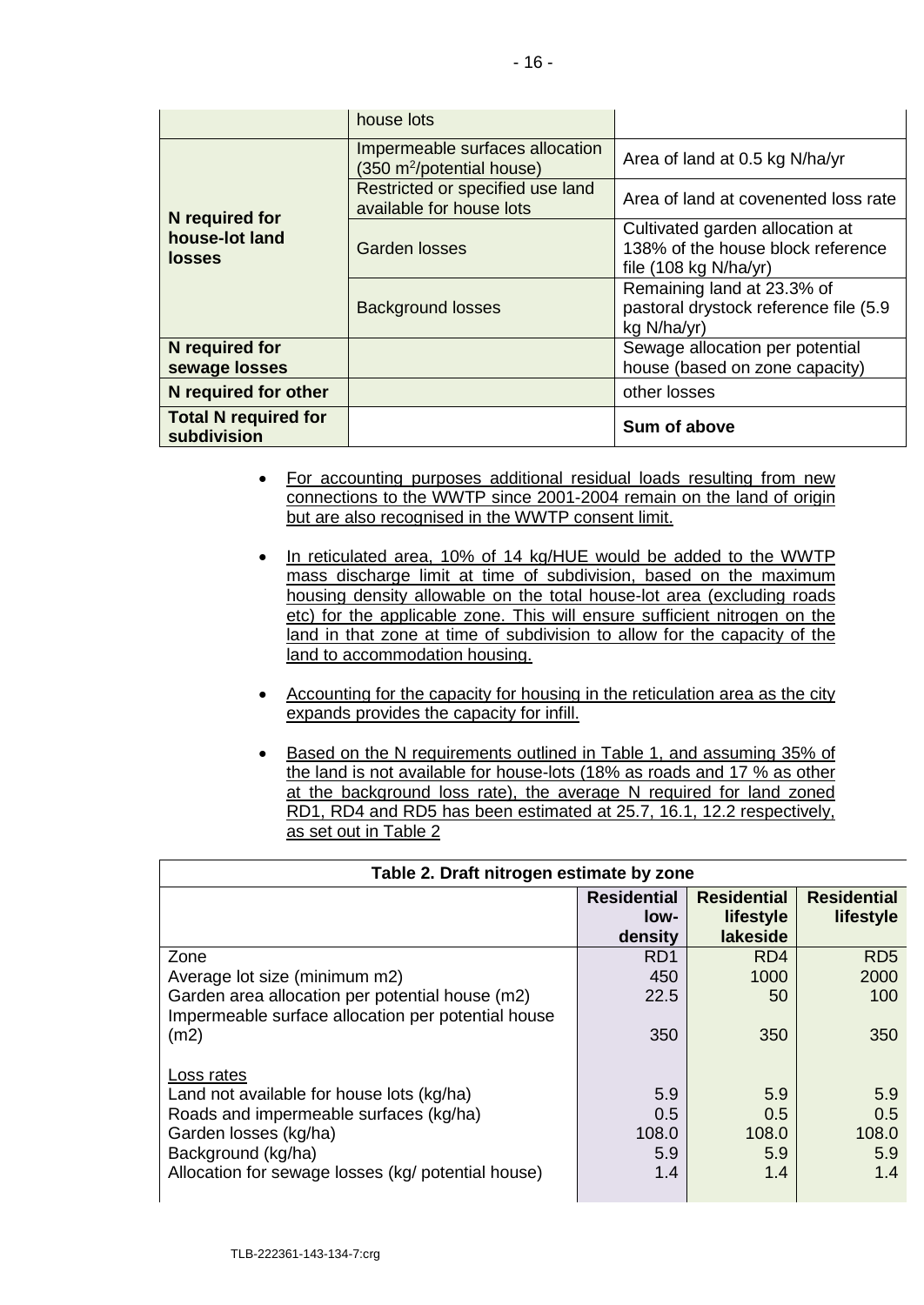| | house lots | |
|---|---|---|
| N required for house-lot land losses | Impermeable surfaces allocation (350 m$^2$/potential house) | Area of land at 0.5 kg N/ha/yr |
| | Restricted or specified use land available for house lots | Area of land at covenented loss rate |
| | Garden losses | Cultivated garden allocation at 138% of the house block reference file (108 kg N/ha/yr) |
| | Background losses | Remaining land at 23.3% of pastoral drystock reference file (5.9 kg N/ha/yr) |
| **N required for sewage losses** | | Sewage allocation per potential house (based on zone capacity) |
| **N required for other** | | other losses |
| **Total N required for subdivision** | | **Sum of above** |

- For accounting purposes additional residual loads resulting from new connections to the WWTP since 2001-2004 remain on the land of origin but are also recognised in the WWTP consent limit.

- In reticulated area, 10% of 14 kg/HUE would be added to the WWTP mass discharge limit at time of subdivision, based on the maximum housing density allowable on the total house-lot area (excluding roads etc) for the applicable zone. This will ensure sufficient nitrogen on the land in that zone at time of subdivision to allow for the capacity of the land to accommodation housing.

- Accounting for the capacity for housing in the reticulation area as the city expands provides the capacity for infill.

- Based on the N requirements outlined in Table 1, and assuming 35% of the land is not available for house-lots (18% as roads and 17 % as other at the background loss rate), the average N required for land zoned RD1, RD4 and RD5 has been estimated at 25.7, 16.1, 12.2 respectively, as set out in Table 2

**Table 2. Draft nitrogen estimate by zone**

| | Residential low-density | Residential lifestyle lakeside | Residential lifestyle |
|---|---|---|---|
| Zone | RD1 | RD4 | RD5 |
| Average lot size (minimum m2) | 450 | 1000 | 2000 |
| Garden area allocation per potential house (m2) | 22.5 | 50 | 100 |
| Impermeable surface allocation per potential house (m2) | 350 | 350 | 350 |
| Loss rates | | | |
| Land not available for house lots (kg/ha) | 5.9 | 5.9 | 5.9 |
| Roads and impermeable surfaces (kg/ha) | 0.5 | 0.5 | 0.5 |
| Garden losses (kg/ha) | 108.0 | 108.0 | 108.0 |
| Background (kg/ha) | 5.9 | 5.9 | 5.9 |
| Allocation for sewage losses (kg/ potential house) | 1.4 | 1.4 | 1.4 |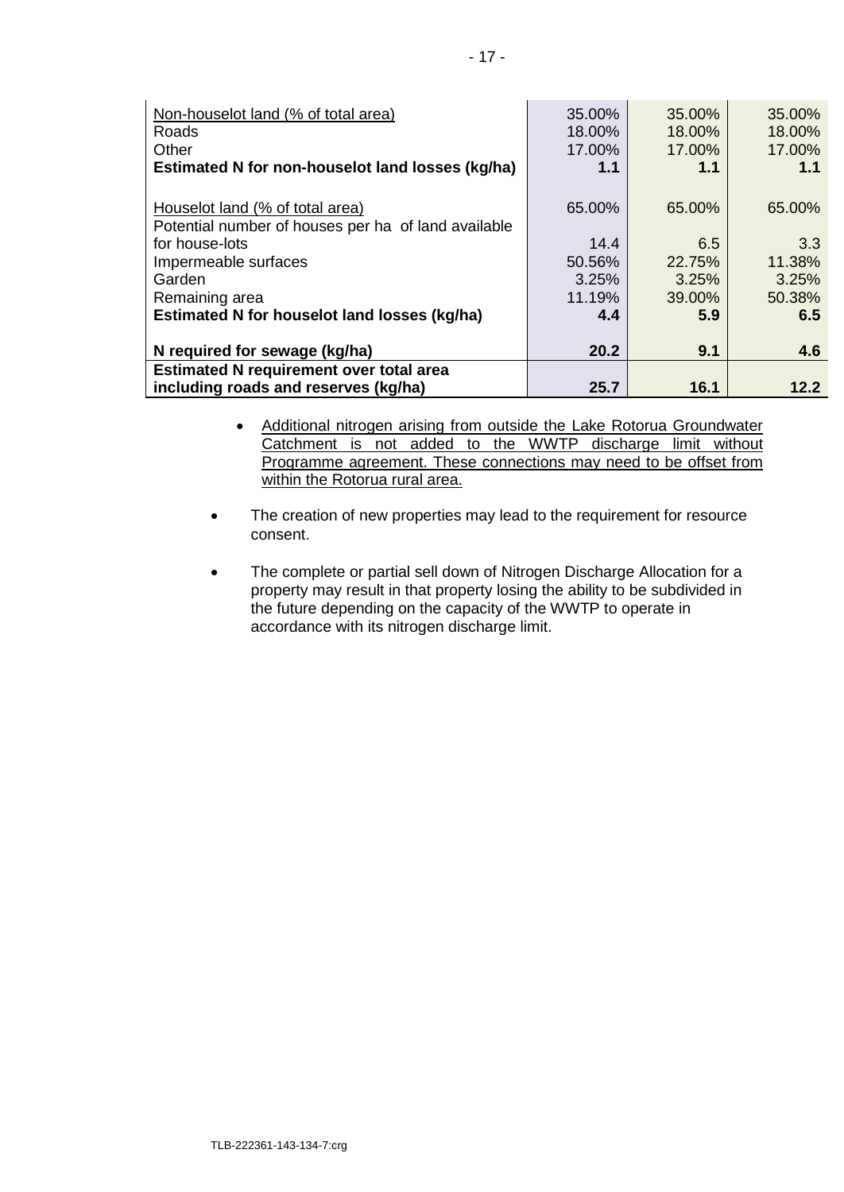| | | | |
|---|---|---|---|
| Non-houselot land (% of total area) | 35.00% | 35.00% | 35.00% |
| Roads | 18.00% | 18.00% | 18.00% |
| Other | 17.00% | 17.00% | 17.00% |
| **Estimated N for non-houselot land losses (kg/ha)** | **1.1** | **1.1** | **1.1** |
| | | | |
| Houselot land (% of total area) | 65.00% | 65.00% | 65.00% |
| Potential number of houses per ha of land available for house-lots | 14.4 | 6.5 | 3.3 |
| Impermeable surfaces | 50.56% | 22.75% | 11.38% |
| Garden | 3.25% | 3.25% | 3.25% |
| Remaining area | 11.19% | 39.00% | 50.38% |
| **Estimated N for houselot land losses (kg/ha)** | **4.4** | **5.9** | **6.5** |
| | | | |
| **N required for sewage (kg/ha)** | **20.2** | **9.1** | **4.6** |
| **Estimated N requirement over total area including roads and reserves (kg/ha)** | **25.7** | **16.1** | **12.2** |

- Additional nitrogen arising from outside the Lake Rotorua Groundwater Catchment is not added to the WWTP discharge limit without Programme agreement. These connections may need to be offset from within the Rotorua rural area.

- The creation of new properties may lead to the requirement for resource consent.

- The complete or partial sell down of Nitrogen Discharge Allocation for a property may result in that property losing the ability to be subdivided in the future depending on the capacity of the WWTP to operate in accordance with its nitrogen discharge limit.